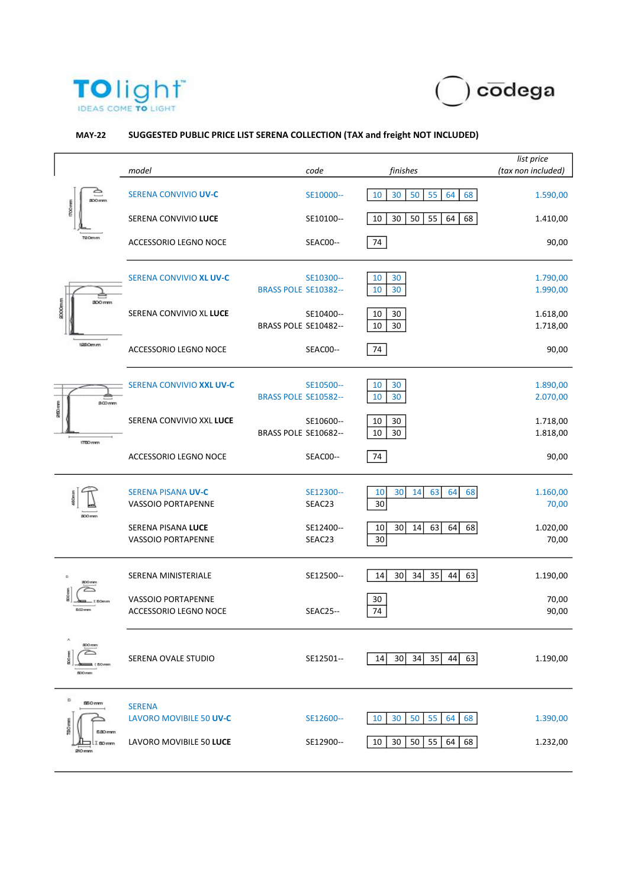TOlight
IDEAS COME TO LIGHT

codega

**MAY-22** **SUGGESTED PUBLIC PRICE LIST SERENA COLLECTION (TAX and freight NOT INCLUDED)**

| model | code | finishes | list price (tax non included) |
|---|---|---|---|
| SERENA CONVIVIO **UV-C** | SE10000-- | 10 30 50 55 64 68 | 1.590,00 |
| SERENA CONVIVIO **LUCE** | SE10100-- | 10 30 50 55 64 68 | 1.410,00 |
| ACCESSORIO LEGNO NOCE | SEAC00-- | 74 | 90,00 |
| SERENA CONVIVIO **XL UV-C** | SE10300-- | 10 30 | 1.790,00 |
| BRASS POLE | SE10382-- | 10 30 | 1.990,00 |
| SERENA CONVIVIO XL **LUCE** | SE10400-- | 10 30 | 1.618,00 |
| BRASS POLE | SE10482-- | 10 30 | 1.718,00 |
| ACCESSORIO LEGNO NOCE | SEAC00-- | 74 | 90,00 |
| SERENA CONVIVIO **XXL UV-C** | SE10500-- | 10 30 | 1.890,00 |
| BRASS POLE | SE10582-- | 10 30 | 2.070,00 |
| SERENA CONVIVIO XXL **LUCE** | SE10600-- | 10 30 | 1.718,00 |
| BRASS POLE | SE10682-- | 10 30 | 1.818,00 |
| ACCESSORIO LEGNO NOCE | SEAC00-- | 74 | 90,00 |
| SERENA PISANA **UV-C** | SE12300-- | 10 30 14 63 64 68 | 1.160,00 |
| VASSOIO PORTAPENNE | SEAC23 | 30 | 70,00 |
| SERENA PISANA **LUCE** | SE12400-- | 10 30 14 63 64 68 | 1.020,00 |
| VASSOIO PORTAPENNE | SEAC23 | 30 | 70,00 |
| SERENA MINISTERIALE | SE12500-- | 14 30 34 35 44 63 | 1.190,00 |
| VASSOIO PORTAPENNE | | 30 | 70,00 |
| ACCESSORIO LEGNO NOCE | SEAC25-- | 74 | 90,00 |
| SERENA OVALE STUDIO | SE12501-- | 14 30 34 35 44 63 | 1.190,00 |
| SERENA LAVORO MOVIBILE 50 **UV-C** | SE12600-- | 10 30 50 55 64 68 | 1.390,00 |
| LAVORO MOVIBILE 50 **LUCE** | SE12900-- | 10 30 50 55 64 68 | 1.232,00 |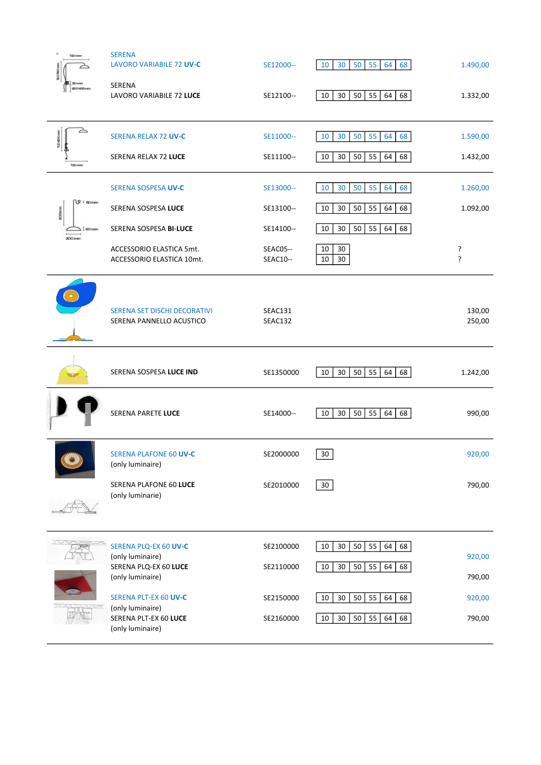| Prodotto | Codice | Opzioni | Prezzo |
|---|---|---|---|
| SERENA LAVORO VARIABILE 72 **UV-C** | SE12000-- | 10 \| 30 \| 50 \| 55 \| 64 \| 68 | 1.490,00 |
| SERENA LAVORO VARIABILE 72 **LUCE** | SE12100-- | 10 \| 30 \| 50 \| 55 \| 64 \| 68 | 1.332,00 |
| SERENA RELAX 72 **UV-C** | SE11000-- | 10 \| 30 \| 50 \| 55 \| 64 \| 68 | 1.590,00 |
| SERENA RELAX 72 **LUCE** | SE11100-- | 10 \| 30 \| 50 \| 55 \| 64 \| 68 | 1.432,00 |
| SERENA SOSPESA **UV-C** | SE13000-- | 10 \| 30 \| 50 \| 55 \| 64 \| 68 | 1.260,00 |
| SERENA SOSPESA **LUCE** | SE13100-- | 10 \| 30 \| 50 \| 55 \| 64 \| 68 | 1.092,00 |
| SERENA SOSPESA **BI-LUCE** | SE14100-- | 10 \| 30 \| 50 \| 55 \| 64 \| 68 | |
| ACCESSORIO ELASTICA 5mt. | SEAC05-- | 10 \| 30 | ? |
| ACCESSORIO ELASTICA 10mt. | SEAC10-- | 10 \| 30 | ? |
| SERENA SET DISCHI DECORATIVI | SEAC131 | | 130,00 |
| SERENA PANNELLO ACUSTICO | SEAC132 | | 250,00 |
| SERENA SOSPESA **LUCE IND** | SE1350000 | 10 \| 30 \| 50 \| 55 \| 64 \| 68 | 1.242,00 |
| SERENA PARETE **LUCE** | SE14000-- | 10 \| 30 \| 50 \| 55 \| 64 \| 68 | 990,00 |
| SERENA PLAFONE 60 **UV-C** (only luminaire) | SE2000000 | 30 | 920,00 |
| SERENA PLAFONE 60 **LUCE** (only luminarie) | SE2010000 | 30 | 790,00 |
| SERENA PLQ-EX 60 **UV-C** (only luminaire) | SE2100000 | 10 \| 30 \| 50 \| 55 \| 64 \| 68 | 920,00 |
| SERENA PLQ-EX 60 **LUCE** (only luminaire) | SE2110000 | 10 \| 30 \| 50 \| 55 \| 64 \| 68 | 790,00 |
| SERENA PLT-EX 60 **UV-C** (only luminaire) | SE2150000 | 10 \| 30 \| 50 \| 55 \| 64 \| 68 | 920,00 |
| SERENA PLT-EX 60 **LUCE** (only luminaire) | SE2160000 | 10 \| 30 \| 50 \| 55 \| 64 \| 68 | 790,00 |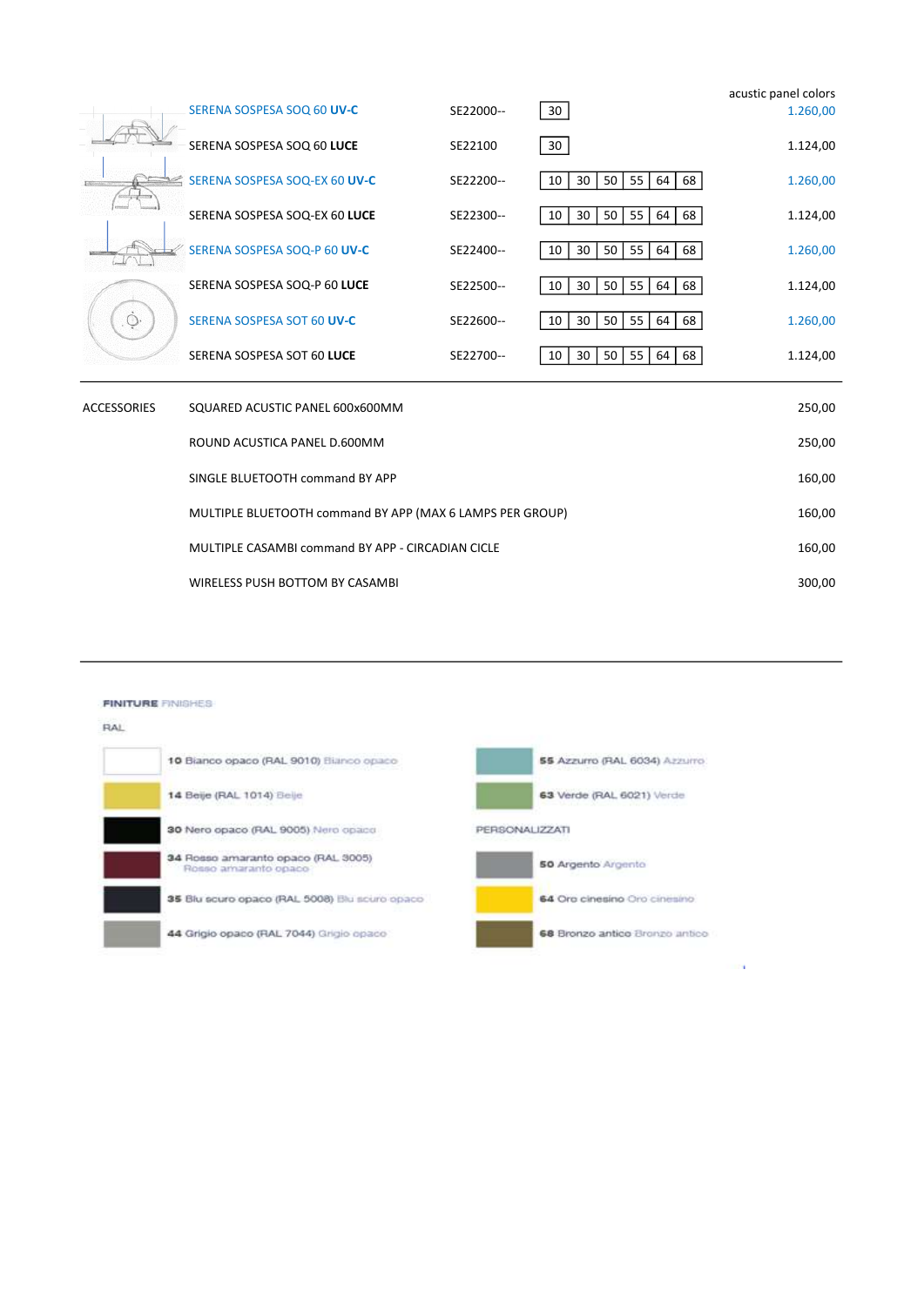| | | | acustic panel colors |
|---|---|---|---|
| SERENA SOSPESA SOQ 60 **UV-C** | SE22000-- | 30 | 1.260,00 |
| SERENA SOSPESA SOQ 60 **LUCE** | SE22100 | 30 | 1.124,00 |
| SERENA SOSPESA SOQ-EX 60 **UV-C** | SE22200-- | 10 30 50 55 64 68 | 1.260,00 |
| SERENA SOSPESA SOQ-EX 60 **LUCE** | SE22300-- | 10 30 50 55 64 68 | 1.124,00 |
| SERENA SOSPESA SOQ-P 60 **UV-C** | SE22400-- | 10 30 50 55 64 68 | 1.260,00 |
| SERENA SOSPESA SOQ-P 60 **LUCE** | SE22500-- | 10 30 50 55 64 68 | 1.124,00 |
| SERENA SOSPESA SOT 60 **UV-C** | SE22600-- | 10 30 50 55 64 68 | 1.260,00 |
| SERENA SOSPESA SOT 60 **LUCE** | SE22700-- | 10 30 50 55 64 68 | 1.124,00 |

| | | |
|---|---|---|
| ACCESSORIES | SQUARED ACUSTIC PANEL 600x600MM | 250,00 |
| | ROUND ACUSTICA PANEL D.600MM | 250,00 |
| | SINGLE BLUETOOTH command BY APP | 160,00 |
| | MULTIPLE BLUETOOTH command BY APP (MAX 6 LAMPS PER GROUP) | 160,00 |
| | MULTIPLE CASAMBI command BY APP - CIRCADIAN CICLE | 160,00 |
| | WIRELESS PUSH BOTTOM BY CASAMBI | 300,00 |

**FINITURE** FINISHES

RAL

- **10** Bianco opaco (RAL 9010) Bianco opaco
- **14** Beije (RAL 1014) Beije
- **30** Nero opaco (RAL 9005) Nero opaco
- **34** Rosso amaranto opaco (RAL 3005) Rosso amaranto opaco
- **35** Blu scuro opaco (RAL 5008) Blu scuro opaco
- **44** Grigio opaco (RAL 7044) Grigio opaco
- **55** Azzurro (RAL 6034) Azzurro
- **63** Verde (RAL 6021) Verde

PERSONALIZZATI

- **50** Argento Argento
- **64** Oro cinesino Oro cinesino
- **68** Bronzo antico Bronzo antico